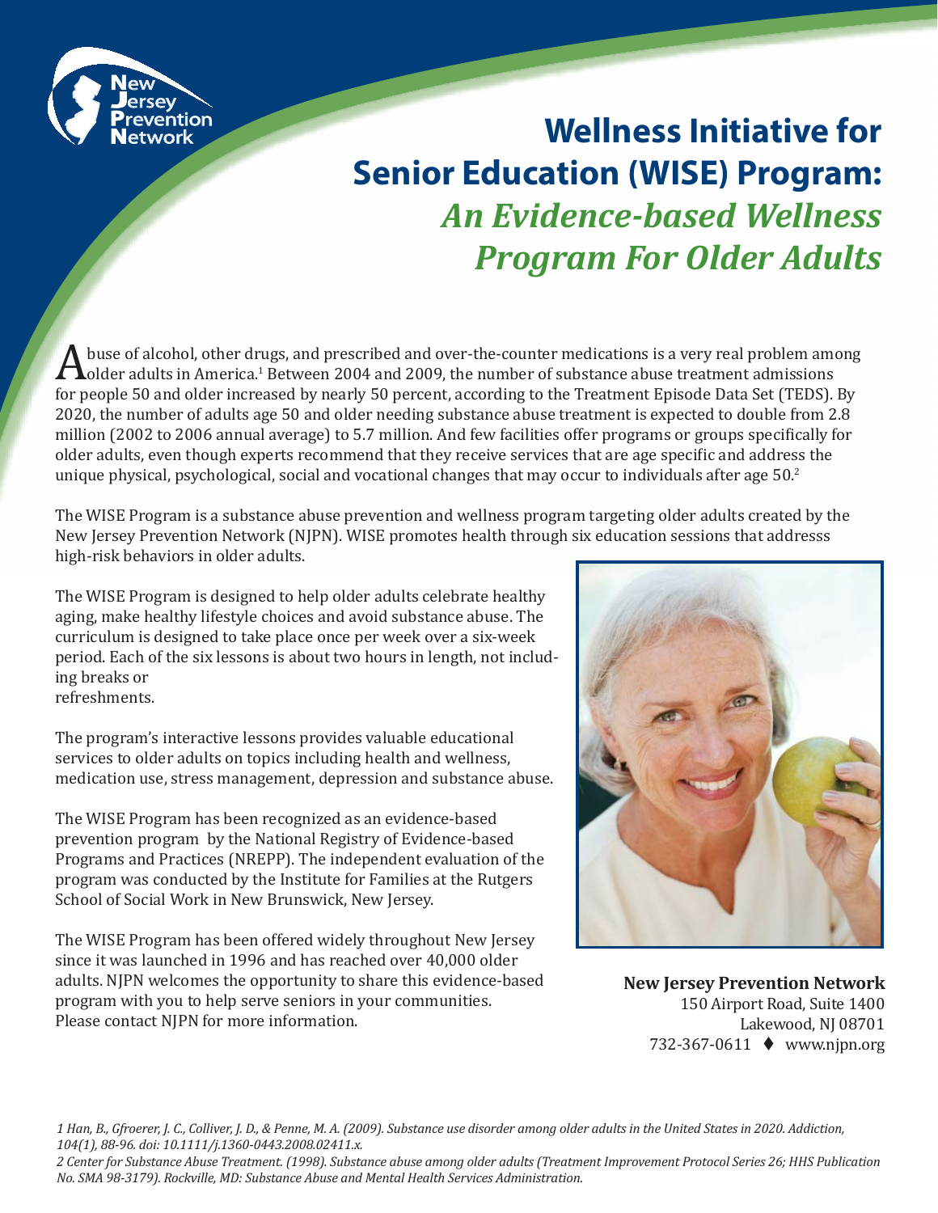New Jersey Prevention Network

# Wellness Initiative for Senior Education (WISE) Program: *An Evidence-based Wellness Program For Older Adults*

Abuse of alcohol, other drugs, and prescribed and over-the-counter medications is a very real problem among older adults in America.[1] Between 2004 and 2009, the number of substance abuse treatment admissions for people 50 and older increased by nearly 50 percent, according to the Treatment Episode Data Set (TEDS). By 2020, the number of adults age 50 and older needing substance abuse treatment is expected to double from 2.8 million (2002 to 2006 annual average) to 5.7 million. And few facilities offer programs or groups specifically for older adults, even though experts recommend that they receive services that are age specific and address the unique physical, psychological, social and vocational changes that may occur to individuals after age 50.[2]

The WISE Program is a substance abuse prevention and wellness program targeting older adults created by the New Jersey Prevention Network (NJPN). WISE promotes health through six education sessions that addresss high-risk behaviors in older adults.

The WISE Program is designed to help older adults celebrate healthy aging, make healthy lifestyle choices and avoid substance abuse. The curriculum is designed to take place once per week over a six-week period. Each of the six lessons is about two hours in length, not including breaks or refreshments.

The program's interactive lessons provides valuable educational services to older adults on topics including health and wellness, medication use, stress management, depression and substance abuse.

The WISE Program has been recognized as an evidence-based prevention program by the National Registry of Evidence-based Programs and Practices (NREPP). The independent evaluation of the program was conducted by the Institute for Families at the Rutgers School of Social Work in New Brunswick, New Jersey.

The WISE Program has been offered widely throughout New Jersey since it was launched in 1996 and has reached over 40,000 older adults. NJPN welcomes the opportunity to share this evidence-based program with you to help serve seniors in your communities. Please contact NJPN for more information.

**New Jersey Prevention Network**
150 Airport Road, Suite 1400
Lakewood, NJ 08701
732-367-0611 ♦ www.njpn.org

*1 Han, B., Gfroerer, J. C., Colliver, J. D., & Penne, M. A. (2009). Substance use disorder among older adults in the United States in 2020. Addiction, 104(1), 88-96. doi: 10.1111/j.1360-0443.2008.02411.x.*

*2 Center for Substance Abuse Treatment. (1998). Substance abuse among older adults (Treatment Improvement Protocol Series 26; HHS Publication No. SMA 98-3179). Rockville, MD: Substance Abuse and Mental Health Services Administration.*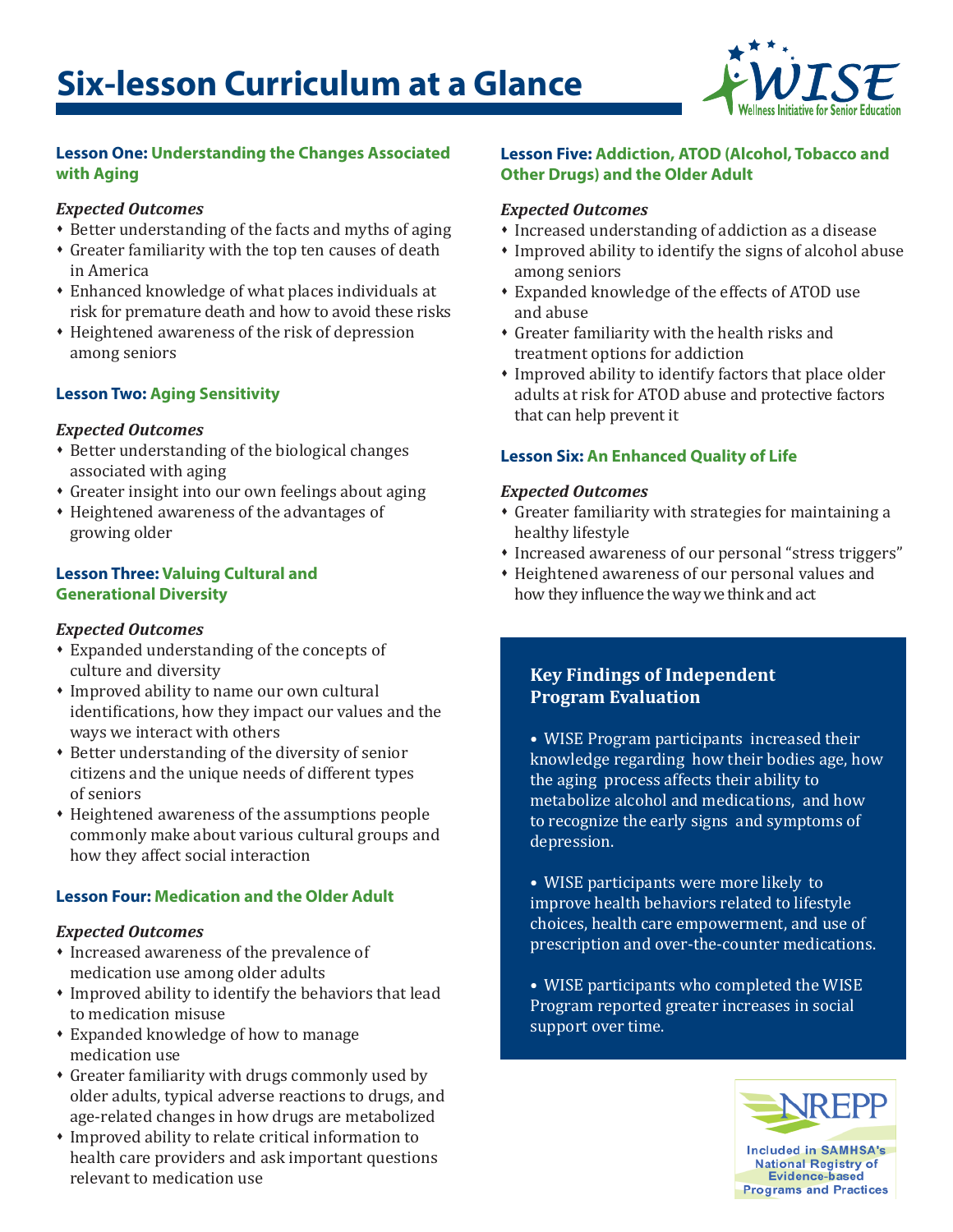# Six-lesson Curriculum at a Glance

WISE
Wellness Initiative for Senior Education

### Lesson One: Understanding the Changes Associated with Aging

*Expected Outcomes*

- Better understanding of the facts and myths of aging
- Greater familiarity with the top ten causes of death in America
- Enhanced knowledge of what places individuals at risk for premature death and how to avoid these risks
- Heightened awareness of the risk of depression among seniors

### Lesson Two: Aging Sensitivity

*Expected Outcomes*

- Better understanding of the biological changes associated with aging
- Greater insight into our own feelings about aging
- Heightened awareness of the advantages of growing older

### Lesson Three: Valuing Cultural and Generational Diversity

*Expected Outcomes*

- Expanded understanding of the concepts of culture and diversity
- Improved ability to name our own cultural identifications, how they impact our values and the ways we interact with others
- Better understanding of the diversity of senior citizens and the unique needs of different types of seniors
- Heightened awareness of the assumptions people commonly make about various cultural groups and how they affect social interaction

### Lesson Four: Medication and the Older Adult

*Expected Outcomes*

- Increased awareness of the prevalence of medication use among older adults
- Improved ability to identify the behaviors that lead to medication misuse
- Expanded knowledge of how to manage medication use
- Greater familiarity with drugs commonly used by older adults, typical adverse reactions to drugs, and age-related changes in how drugs are metabolized
- Improved ability to relate critical information to health care providers and ask important questions relevant to medication use

### Lesson Five: Addiction, ATOD (Alcohol, Tobacco and Other Drugs) and the Older Adult

*Expected Outcomes*

- Increased understanding of addiction as a disease
- Improved ability to identify the signs of alcohol abuse among seniors
- Expanded knowledge of the effects of ATOD use and abuse
- Greater familiarity with the health risks and treatment options for addiction
- Improved ability to identify factors that place older adults at risk for ATOD abuse and protective factors that can help prevent it

### Lesson Six: An Enhanced Quality of Life

*Expected Outcomes*

- Greater familiarity with strategies for maintaining a healthy lifestyle
- Increased awareness of our personal "stress triggers"
- Heightened awareness of our personal values and how they influence the way we think and act

### Key Findings of Independent Program Evaluation

- WISE Program participants increased their knowledge regarding how their bodies age, how the aging process affects their ability to metabolize alcohol and medications, and how to recognize the early signs and symptoms of depression.
- WISE participants were more likely to improve health behaviors related to lifestyle choices, health care empowerment, and use of prescription and over-the-counter medications.
- WISE participants who completed the WISE Program reported greater increases in social support over time.

NREPP
Included in SAMHSA's National Registry of Evidence-based Programs and Practices